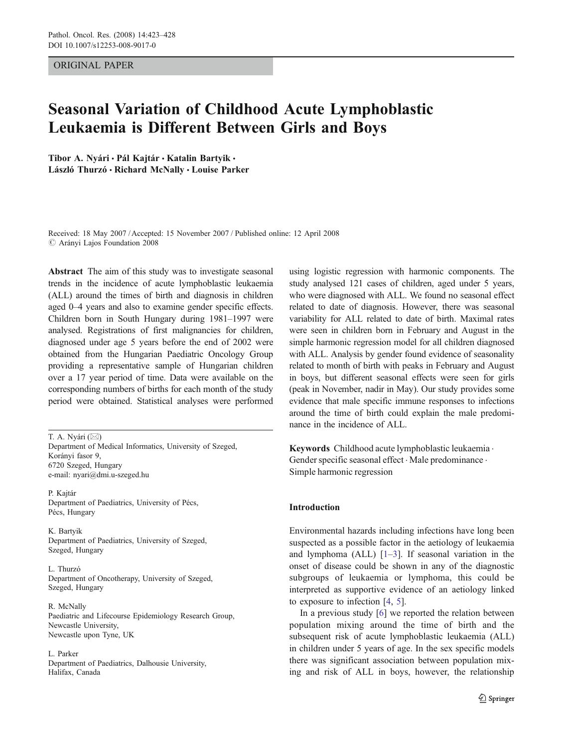ORIGINAL PAPER

# Seasonal Variation of Childhood Acute Lymphoblastic Leukaemia is Different Between Girls and Boys

**Tibor A. Nyári · Pál Kajtár · Katalin Bartyik · László Thurzó · Richard McNally · Louise Parker**

Received: 18 May 2007 / Accepted: 15 November 2007 / Published online: 12 April 2008
© Arányi Lajos Foundation 2008

**Abstract** The aim of this study was to investigate seasonal trends in the incidence of acute lymphoblastic leukaemia (ALL) around the times of birth and diagnosis in children aged 0–4 years and also to examine gender specific effects. Children born in South Hungary during 1981–1997 were analysed. Registrations of first malignancies for children, diagnosed under age 5 years before the end of 2002 were obtained from the Hungarian Paediatric Oncology Group providing a representative sample of Hungarian children over a 17 year period of time. Data were available on the corresponding numbers of births for each month of the study period were obtained. Statistical analyses were performed using logistic regression with harmonic components. The study analysed 121 cases of children, aged under 5 years, who were diagnosed with ALL. We found no seasonal effect related to date of diagnosis. However, there was seasonal variability for ALL related to date of birth. Maximal rates were seen in children born in February and August in the simple harmonic regression model for all children diagnosed with ALL. Analysis by gender found evidence of seasonality related to month of birth with peaks in February and August in boys, but different seasonal effects were seen for girls (peak in November, nadir in May). Our study provides some evidence that male specific immune responses to infections around the time of birth could explain the male predominance in the incidence of ALL.

**Keywords** Childhood acute lymphoblastic leukaemia · Gender specific seasonal effect · Male predominance · Simple harmonic regression

T. A. Nyári (✉)
Department of Medical Informatics, University of Szeged,
Korányi fasor 9,
6720 Szeged, Hungary
e-mail: nyari@dmi.u-szeged.hu

P. Kajtár
Department of Paediatrics, University of Pécs,
Pécs, Hungary

K. Bartyik
Department of Paediatrics, University of Szeged,
Szeged, Hungary

L. Thurzó
Department of Oncotherapy, University of Szeged,
Szeged, Hungary

R. McNally
Paediatric and Lifecourse Epidemiology Research Group,
Newcastle University,
Newcastle upon Tyne, UK

L. Parker
Department of Paediatrics, Dalhousie University,
Halifax, Canada

## Introduction

Environmental hazards including infections have long been suspected as a possible factor in the aetiology of leukaemia and lymphoma (ALL) [1–3]. If seasonal variation in the onset of disease could be shown in any of the diagnostic subgroups of leukaemia or lymphoma, this could be interpreted as supportive evidence of an aetiology linked to exposure to infection [4, 5].

In a previous study [6] we reported the relation between population mixing around the time of birth and the subsequent risk of acute lymphoblastic leukaemia (ALL) in children under 5 years of age. In the sex specific models there was significant association between population mixing and risk of ALL in boys, however, the relationship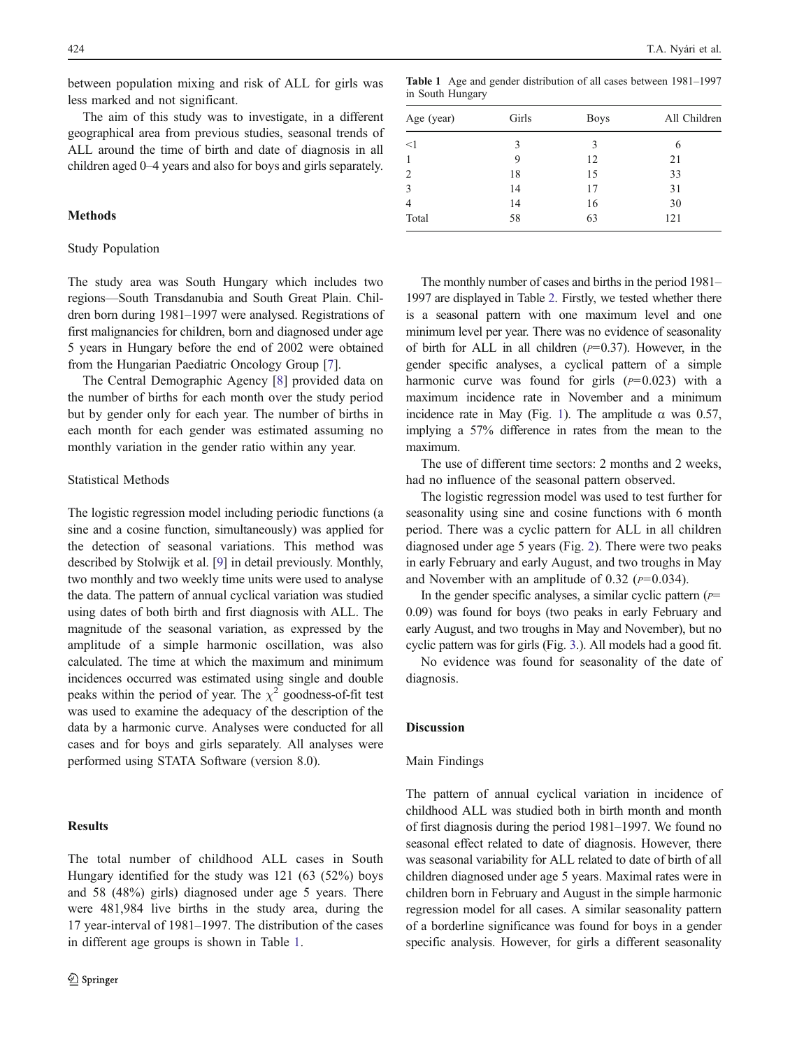between population mixing and risk of ALL for girls was less marked and not significant.

The aim of this study was to investigate, in a different geographical area from previous studies, seasonal trends of ALL around the time of birth and date of diagnosis in all children aged 0–4 years and also for boys and girls separately.

## Methods

### Study Population

The study area was South Hungary which includes two regions—South Transdanubia and South Great Plain. Children born during 1981–1997 were analysed. Registrations of first malignancies for children, born and diagnosed under age 5 years in Hungary before the end of 2002 were obtained from the Hungarian Paediatric Oncology Group [7].

The Central Demographic Agency [8] provided data on the number of births for each month over the study period but by gender only for each year. The number of births in each month for each gender was estimated assuming no monthly variation in the gender ratio within any year.

### Statistical Methods

The logistic regression model including periodic functions (a sine and a cosine function, simultaneously) was applied for the detection of seasonal variations. This method was described by Stolwijk et al. [9] in detail previously. Monthly, two monthly and two weekly time units were used to analyse the data. The pattern of annual cyclical variation was studied using dates of both birth and first diagnosis with ALL. The magnitude of the seasonal variation, as expressed by the amplitude of a simple harmonic oscillation, was also calculated. The time at which the maximum and minimum incidences occurred was estimated using single and double peaks within the period of year. The $\chi^2$ goodness-of-fit test was used to examine the adequacy of the description of the data by a harmonic curve. Analyses were conducted for all cases and for boys and girls separately. All analyses were performed using STATA Software (version 8.0).

## Results

The total number of childhood ALL cases in South Hungary identified for the study was 121 (63 (52%) boys and 58 (48%) girls) diagnosed under age 5 years. There were 481,984 live births in the study area, during the 17 year-interval of 1981–1997. The distribution of the cases in different age groups is shown in Table 1.

**Table 1** Age and gender distribution of all cases between 1981–1997 in South Hungary

| Age (year) | Girls | Boys | All Children |
|---|---|---|---|
| <1 | 3 | 3 | 6 |
| 1 | 9 | 12 | 21 |
| 2 | 18 | 15 | 33 |
| 3 | 14 | 17 | 31 |
| 4 | 14 | 16 | 30 |
| Total | 58 | 63 | 121 |

The monthly number of cases and births in the period 1981–1997 are displayed in Table 2. Firstly, we tested whether there is a seasonal pattern with one maximum level and one minimum level per year. There was no evidence of seasonality of birth for ALL in all children ($p$=0.37). However, in the gender specific analyses, a cyclical pattern of a simple harmonic curve was found for girls ($p$=0.023) with a maximum incidence rate in November and a minimum incidence rate in May (Fig. 1). The amplitude $\alpha$ was 0.57, implying a 57% difference in rates from the mean to the maximum.

The use of different time sectors: 2 months and 2 weeks, had no influence of the seasonal pattern observed.

The logistic regression model was used to test further for seasonality using sine and cosine functions with 6 month period. There was a cyclic pattern for ALL in all children diagnosed under age 5 years (Fig. 2). There were two peaks in early February and early August, and two troughs in May and November with an amplitude of 0.32 ($p$=0.034).

In the gender specific analyses, a similar cyclic pattern ($p$= 0.09) was found for boys (two peaks in early February and early August, and two troughs in May and November), but no cyclic pattern was for girls (Fig. 3.). All models had a good fit.

No evidence was found for seasonality of the date of diagnosis.

## Discussion

### Main Findings

The pattern of annual cyclical variation in incidence of childhood ALL was studied both in birth month and month of first diagnosis during the period 1981–1997. We found no seasonal effect related to date of diagnosis. However, there was seasonal variability for ALL related to date of birth of all children diagnosed under age 5 years. Maximal rates were in children born in February and August in the simple harmonic regression model for all cases. A similar seasonality pattern of a borderline significance was found for boys in a gender specific analysis. However, for girls a different seasonality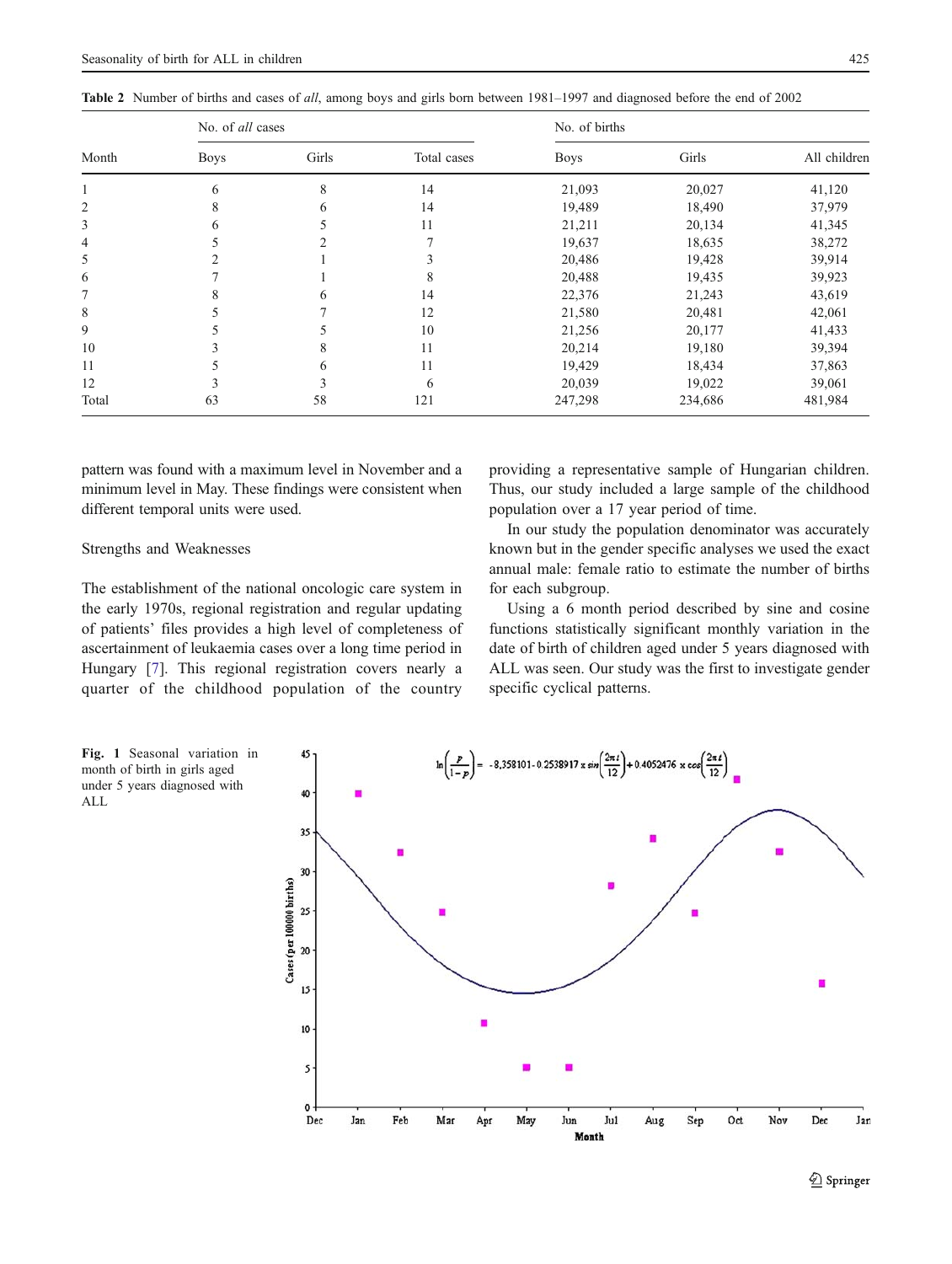**Table 2** Number of births and cases of *all*, among boys and girls born between 1981–1997 and diagnosed before the end of 2002

| Month | No. of *all* cases | | | No. of births | | |
|---|---|---|---|---|---|---|
| | Boys | Girls | Total cases | Boys | Girls | All children |
| 1 | 6 | 8 | 14 | 21,093 | 20,027 | 41,120 |
| 2 | 8 | 6 | 14 | 19,489 | 18,490 | 37,979 |
| 3 | 6 | 5 | 11 | 21,211 | 20,134 | 41,345 |
| 4 | 5 | 2 | 7 | 19,637 | 18,635 | 38,272 |
| 5 | 2 | 1 | 3 | 20,486 | 19,428 | 39,914 |
| 6 | 7 | 1 | 8 | 20,488 | 19,435 | 39,923 |
| 7 | 8 | 6 | 14 | 22,376 | 21,243 | 43,619 |
| 8 | 5 | 7 | 12 | 21,580 | 20,481 | 42,061 |
| 9 | 5 | 5 | 10 | 21,256 | 20,177 | 41,433 |
| 10 | 3 | 8 | 11 | 20,214 | 19,180 | 39,394 |
| 11 | 5 | 6 | 11 | 19,429 | 18,434 | 37,863 |
| 12 | 3 | 3 | 6 | 20,039 | 19,022 | 39,061 |
| Total | 63 | 58 | 121 | 247,298 | 234,686 | 481,984 |

pattern was found with a maximum level in November and a minimum level in May. These findings were consistent when different temporal units were used.

## Strengths and Weaknesses

The establishment of the national oncologic care system in the early 1970s, regional registration and regular updating of patients' files provides a high level of completeness of ascertainment of leukaemia cases over a long time period in Hungary [7]. This regional registration covers nearly a quarter of the childhood population of the country providing a representative sample of Hungarian children. Thus, our study included a large sample of the childhood population over a 17 year period of time.

In our study the population denominator was accurately known but in the gender specific analyses we used the exact annual male: female ratio to estimate the number of births for each subgroup.

Using a 6 month period described by sine and cosine functions statistically significant monthly variation in the date of birth of children aged under 5 years diagnosed with ALL was seen. Our study was the first to investigate gender specific cyclical patterns.

$$\ln\left(\frac{p}{1-p}\right) = -8.358101 - 0.2538917 \times \sin\left(\frac{2\pi t}{12}\right) + 0.4052476 \times \cos\left(\frac{2\pi t}{12}\right)$$

**Fig. 1** Seasonal variation in month of birth in girls aged under 5 years diagnosed with ALL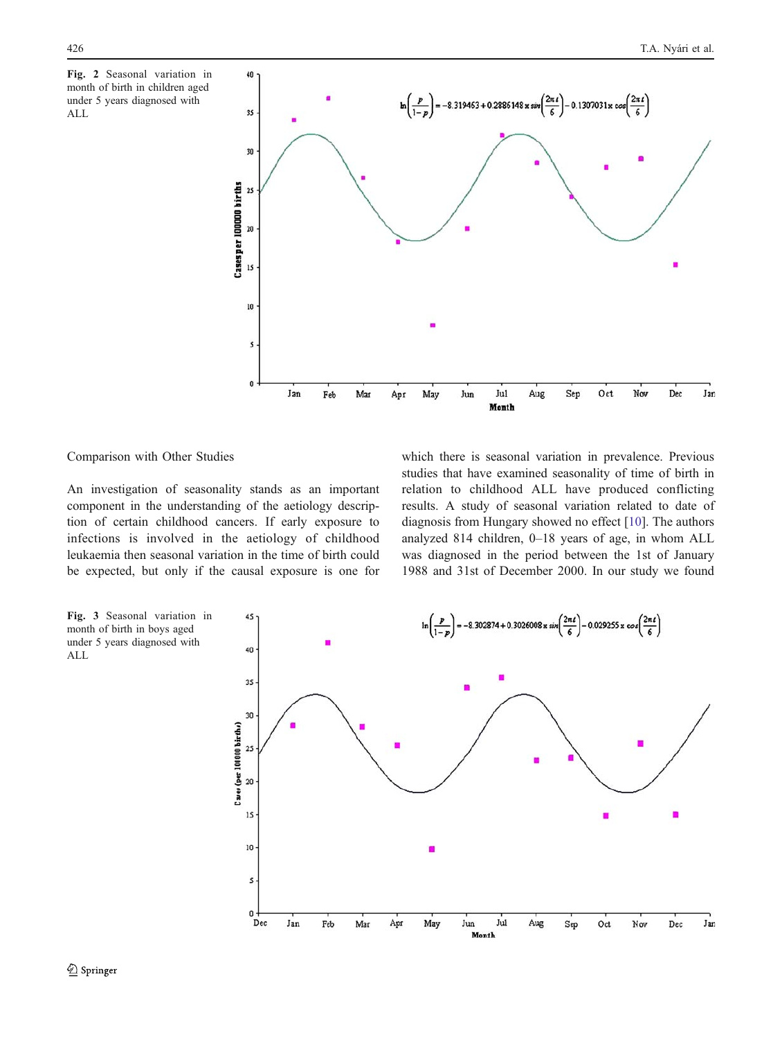**Fig. 2** Seasonal variation in month of birth in children aged under 5 years diagnosed with ALL

$$\ln\left(\frac{p}{1-p}\right) = -8.319463 + 0.2886148 \times \sin\left(\frac{2\pi t}{6}\right) - 0.1307031 \times \cos\left(\frac{2\pi t}{6}\right)$$

### Comparison with Other Studies

An investigation of seasonality stands as an important component in the understanding of the aetiology description of certain childhood cancers. If early exposure to infections is involved in the aetiology of childhood leukaemia then seasonal variation in the time of birth could be expected, but only if the causal exposure is one for which there is seasonal variation in prevalence. Previous studies that have examined seasonality of time of birth in relation to childhood ALL have produced conflicting results. A study of seasonal variation related to date of diagnosis from Hungary showed no effect [10]. The authors analyzed 814 children, 0–18 years of age, in whom ALL was diagnosed in the period between the 1st of January 1988 and 31st of December 2000. In our study we found

**Fig. 3** Seasonal variation in month of birth in boys aged under 5 years diagnosed with ALL

$$\ln\left(\frac{p}{1-p}\right) = -8.302874 + 0.3026008 \times \sin\left(\frac{2\pi t}{6}\right) - 0.029255 \times \cos\left(\frac{2\pi t}{6}\right)$$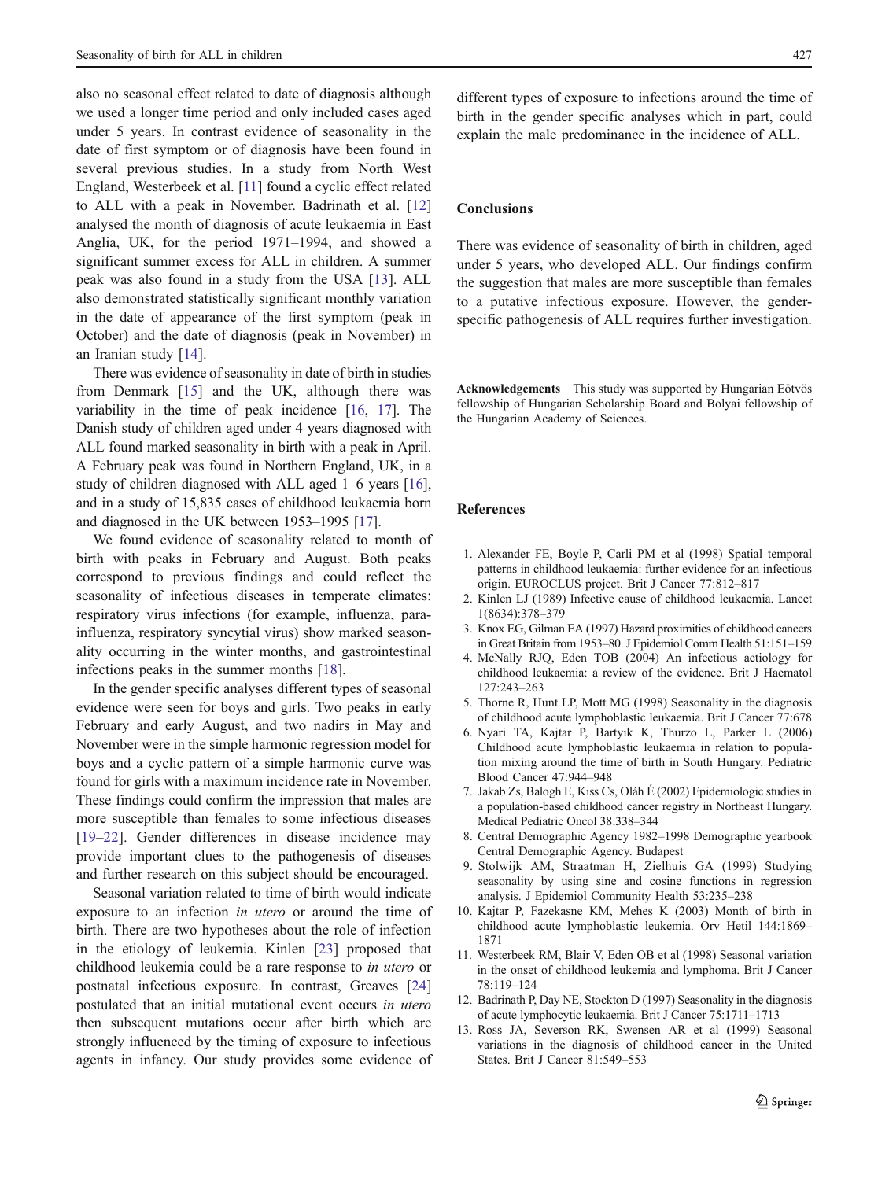also no seasonal effect related to date of diagnosis although we used a longer time period and only included cases aged under 5 years. In contrast evidence of seasonality in the date of first symptom or of diagnosis have been found in several previous studies. In a study from North West England, Westerbeek et al. [11] found a cyclic effect related to ALL with a peak in November. Badrinath et al. [12] analysed the month of diagnosis of acute leukaemia in East Anglia, UK, for the period 1971–1994, and showed a significant summer excess for ALL in children. A summer peak was also found in a study from the USA [13]. ALL also demonstrated statistically significant monthly variation in the date of appearance of the first symptom (peak in October) and the date of diagnosis (peak in November) in an Iranian study [14].

There was evidence of seasonality in date of birth in studies from Denmark [15] and the UK, although there was variability in the time of peak incidence [16, 17]. The Danish study of children aged under 4 years diagnosed with ALL found marked seasonality in birth with a peak in April. A February peak was found in Northern England, UK, in a study of children diagnosed with ALL aged 1–6 years [16], and in a study of 15,835 cases of childhood leukaemia born and diagnosed in the UK between 1953–1995 [17].

We found evidence of seasonality related to month of birth with peaks in February and August. Both peaks correspond to previous findings and could reflect the seasonality of infectious diseases in temperate climates: respiratory virus infections (for example, influenza, parainfluenza, respiratory syncytial virus) show marked seasonality occurring in the winter months, and gastrointestinal infections peaks in the summer months [18].

In the gender specific analyses different types of seasonal evidence were seen for boys and girls. Two peaks in early February and early August, and two nadirs in May and November were in the simple harmonic regression model for boys and a cyclic pattern of a simple harmonic curve was found for girls with a maximum incidence rate in November. These findings could confirm the impression that males are more susceptible than females to some infectious diseases [19–22]. Gender differences in disease incidence may provide important clues to the pathogenesis of diseases and further research on this subject should be encouraged.

Seasonal variation related to time of birth would indicate exposure to an infection *in utero* or around the time of birth. There are two hypotheses about the role of infection in the etiology of leukemia. Kinlen [23] proposed that childhood leukemia could be a rare response to *in utero* or postnatal infectious exposure. In contrast, Greaves [24] postulated that an initial mutational event occurs *in utero* then subsequent mutations occur after birth which are strongly influenced by the timing of exposure to infectious agents in infancy. Our study provides some evidence of different types of exposure to infections around the time of birth in the gender specific analyses which in part, could explain the male predominance in the incidence of ALL.

## Conclusions

There was evidence of seasonality of birth in children, aged under 5 years, who developed ALL. Our findings confirm the suggestion that males are more susceptible than females to a putative infectious exposure. However, the gender-specific pathogenesis of ALL requires further investigation.

**Acknowledgements** This study was supported by Hungarian Eötvös fellowship of Hungarian Scholarship Board and Bolyai fellowship of the Hungarian Academy of Sciences.

## References

1. Alexander FE, Boyle P, Carli PM et al (1998) Spatial temporal patterns in childhood leukaemia: further evidence for an infectious origin. EUROCLUS project. Brit J Cancer 77:812–817
2. Kinlen LJ (1989) Infective cause of childhood leukaemia. Lancet 1(8634):378–379
3. Knox EG, Gilman EA (1997) Hazard proximities of childhood cancers in Great Britain from 1953–80. J Epidemiol Comm Health 51:151–159
4. McNally RJQ, Eden TOB (2004) An infectious aetiology for childhood leukaemia: a review of the evidence. Brit J Haematol 127:243–263
5. Thorne R, Hunt LP, Mott MG (1998) Seasonality in the diagnosis of childhood acute lymphoblastic leukaemia. Brit J Cancer 77:678
6. Nyari TA, Kajtar P, Bartyik K, Thurzo L, Parker L (2006) Childhood acute lymphoblastic leukaemia in relation to population mixing around the time of birth in South Hungary. Pediatric Blood Cancer 47:944–948
7. Jakab Zs, Balogh E, Kiss Cs, Oláh É (2002) Epidemiologic studies in a population-based childhood cancer registry in Northeast Hungary. Medical Pediatric Oncol 38:338–344
8. Central Demographic Agency 1982–1998 Demographic yearbook Central Demographic Agency. Budapest
9. Stolwijk AM, Straatman H, Zielhuis GA (1999) Studying seasonality by using sine and cosine functions in regression analysis. J Epidemiol Community Health 53:235–238
10. Kajtar P, Fazekasne KM, Mehes K (2003) Month of birth in childhood acute lymphoblastic leukemia. Orv Hetil 144:1869–1871
11. Westerbeek RM, Blair V, Eden OB et al (1998) Seasonal variation in the onset of childhood leukemia and lymphoma. Brit J Cancer 78:119–124
12. Badrinath P, Day NE, Stockton D (1997) Seasonality in the diagnosis of acute lymphocytic leukaemia. Brit J Cancer 75:1711–1713
13. Ross JA, Severson RK, Swensen AR et al (1999) Seasonal variations in the diagnosis of childhood cancer in the United States. Brit J Cancer 81:549–553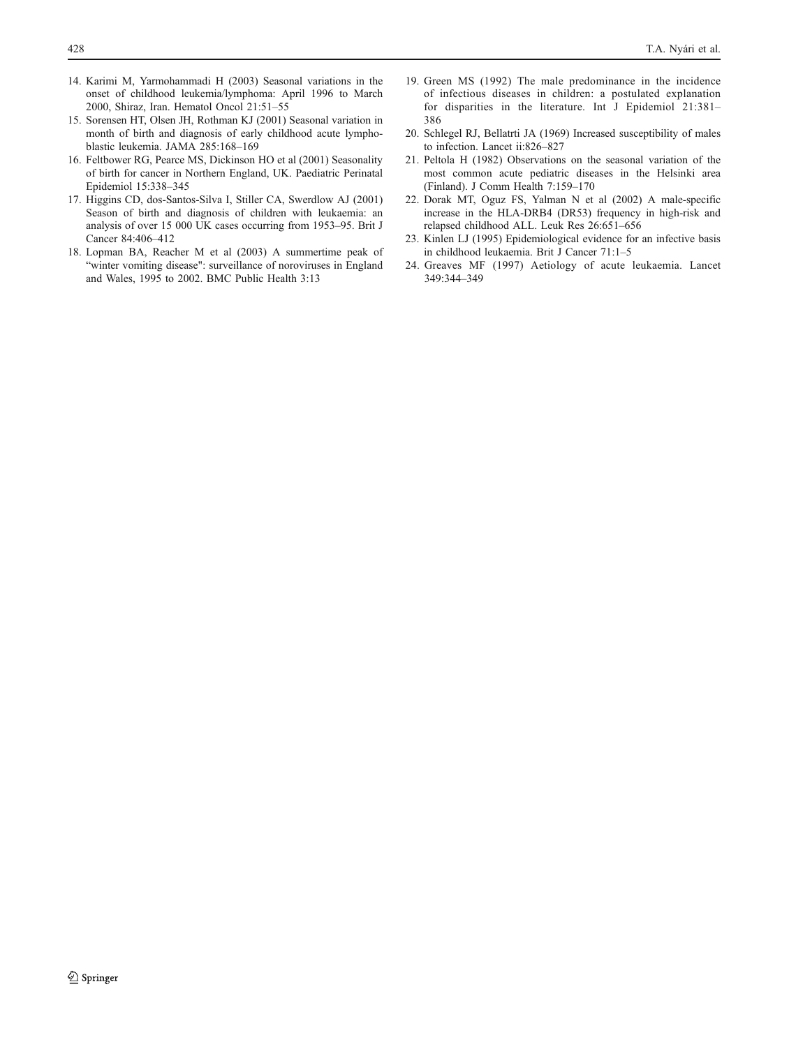14. Karimi M, Yarmohammadi H (2003) Seasonal variations in the onset of childhood leukemia/lymphoma: April 1996 to March 2000, Shiraz, Iran. Hematol Oncol 21:51–55
15. Sorensen HT, Olsen JH, Rothman KJ (2001) Seasonal variation in month of birth and diagnosis of early childhood acute lymphoblastic leukemia. JAMA 285:168–169
16. Feltbower RG, Pearce MS, Dickinson HO et al (2001) Seasonality of birth for cancer in Northern England, UK. Paediatric Perinatal Epidemiol 15:338–345
17. Higgins CD, dos-Santos-Silva I, Stiller CA, Swerdlow AJ (2001) Season of birth and diagnosis of children with leukaemia: an analysis of over 15 000 UK cases occurring from 1953–95. Brit J Cancer 84:406–412
18. Lopman BA, Reacher M et al (2003) A summertime peak of "winter vomiting disease": surveillance of noroviruses in England and Wales, 1995 to 2002. BMC Public Health 3:13
19. Green MS (1992) The male predominance in the incidence of infectious diseases in children: a postulated explanation for disparities in the literature. Int J Epidemiol 21:381–386
20. Schlegel RJ, Bellatrti JA (1969) Increased susceptibility of males to infection. Lancet ii:826–827
21. Peltola H (1982) Observations on the seasonal variation of the most common acute pediatric diseases in the Helsinki area (Finland). J Comm Health 7:159–170
22. Dorak MT, Oguz FS, Yalman N et al (2002) A male-specific increase in the HLA-DRB4 (DR53) frequency in high-risk and relapsed childhood ALL. Leuk Res 26:651–656
23. Kinlen LJ (1995) Epidemiological evidence for an infective basis in childhood leukaemia. Brit J Cancer 71:1–5
24. Greaves MF (1997) Aetiology of acute leukaemia. Lancet 349:344–349